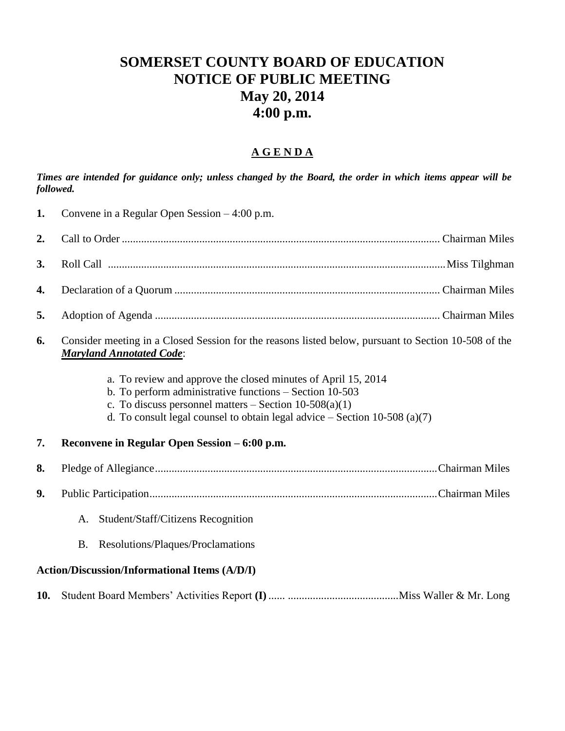# SOMERSET COUNTY BOARD OF EDUCATION
# NOTICE OF PUBLIC MEETING
# May 20, 2014
# 4:00 p.m.

## A G E N D A

***Times are intended for guidance only; unless changed by the Board, the order in which items appear will be followed.***

**1.** Convene in a Regular Open Session – 4:00 p.m.

**2.** Call to Order .................................................................................................................. Chairman Miles

**3.** Roll Call ......................................................................................................................... Miss Tilghman

**4.** Declaration of a Quorum ............................................................................................... Chairman Miles

**5.** Adoption of Agenda ...................................................................................................... Chairman Miles

**6.** Consider meeting in a Closed Session for the reasons listed below, pursuant to Section 10-508 of the ***Maryland Annotated Code***:

   a. To review and approve the closed minutes of April 15, 2014
   b. To perform administrative functions – Section 10-503
   c. To discuss personnel matters – Section 10-508(a)(1)
   d. To consult legal counsel to obtain legal advice – Section 10-508 (a)(7)

**7. Reconvene in Regular Open Session – 6:00 p.m.**

**8.** Pledge of Allegiance...................................................................................................... Chairman Miles

**9.** Public Participation........................................................................................................ Chairman Miles

   A. Student/Staff/Citizens Recognition

   B. Resolutions/Plaques/Proclamations

**Action/Discussion/Informational Items (A/D/I)**

**10.** Student Board Members' Activities Report **(I)** ...... ........................................ Miss Waller & Mr. Long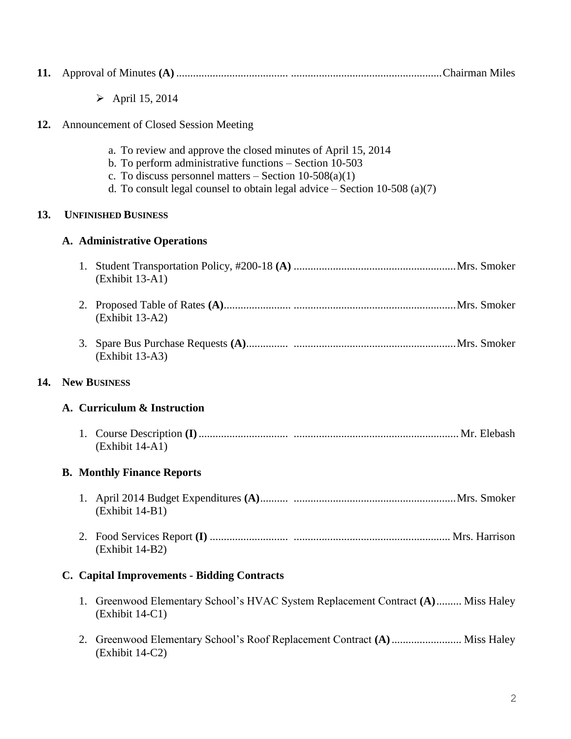**11.** Approval of Minutes **(A)** ....................................... ...................................................... Chairman Miles

- April 15, 2014

**12.** Announcement of Closed Session Meeting

a. To review and approve the closed minutes of April 15, 2014
b. To perform administrative functions – Section 10-503
c. To discuss personnel matters – Section 10-508(a)(1)
d. To consult legal counsel to obtain legal advice – Section 10-508 (a)(7)

**13. UNFINISHED BUSINESS**

**A. Administrative Operations**

1. Student Transportation Policy, #200-18 **(A)** .......................................................... Mrs. Smoker
   (Exhibit 13-A1)

2. Proposed Table of Rates **(A)**....................... .......................................................... Mrs. Smoker
   (Exhibit 13-A2)

3. Spare Bus Purchase Requests **(A)**.............. .......................................................... Mrs. Smoker
   (Exhibit 13-A3)

**14. New BUSINESS**

**A. Curriculum & Instruction**

1. Course Description **(I)** ............................... .......................................................... Mr. Elebash
   (Exhibit 14-A1)

**B. Monthly Finance Reports**

1. April 2014 Budget Expenditures **(A)**.......... .......................................................... Mrs. Smoker
   (Exhibit 14-B1)

2. Food Services Report **(I)** ........................... ........................................................ Mrs. Harrison
   (Exhibit 14-B2)

**C. Capital Improvements - Bidding Contracts**

1. Greenwood Elementary School's HVAC System Replacement Contract **(A)**......... Miss Haley
   (Exhibit 14-C1)

2. Greenwood Elementary School's Roof Replacement Contract **(A)**......................... Miss Haley
   (Exhibit 14-C2)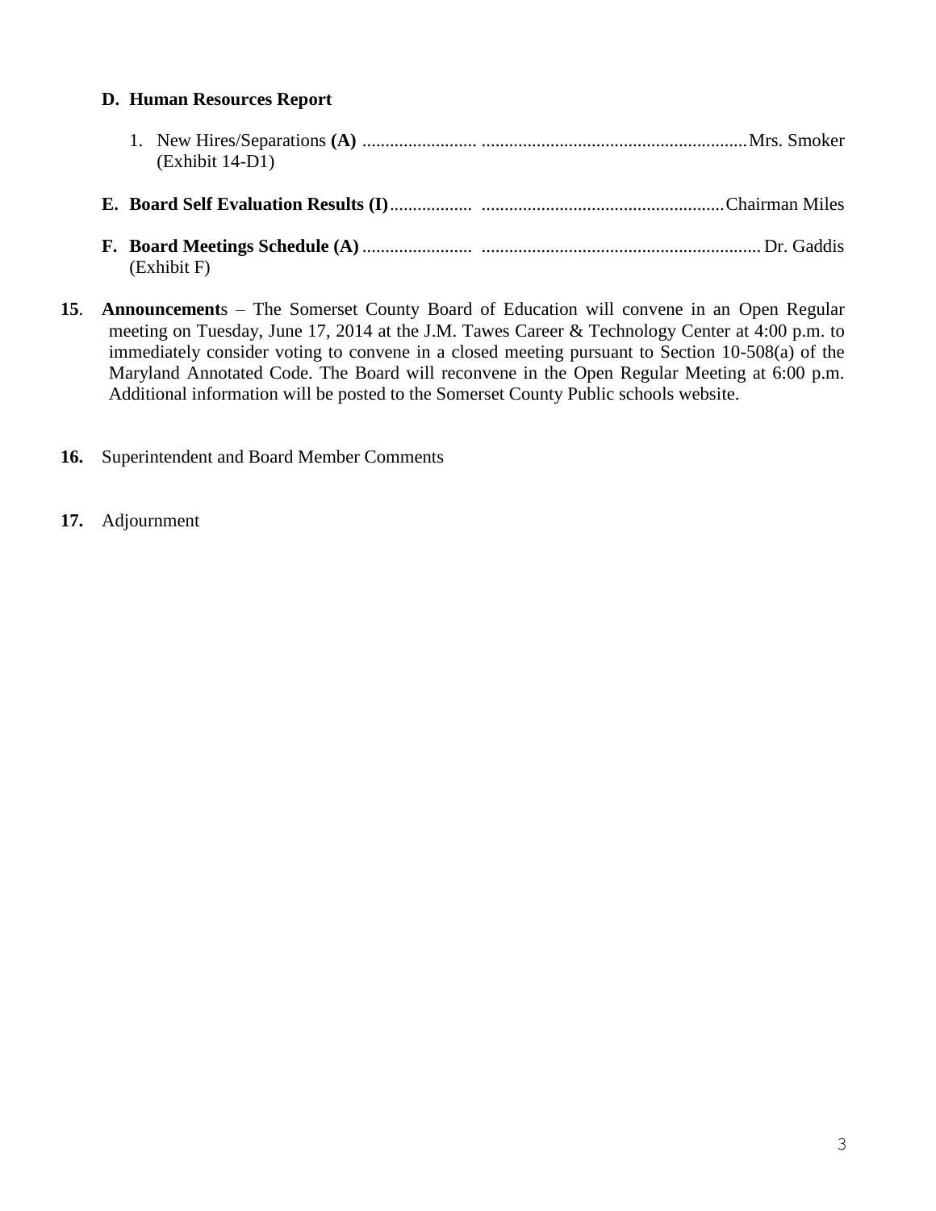**D. Human Resources Report**

1. New Hires/Separations **(A)** ........................ ..........................................................Mrs. Smoker
   (Exhibit 14-D1)

**E. Board Self Evaluation Results (I)**.................. .....................................................Chairman Miles

**F. Board Meetings Schedule (A)**........................ ............................................................. Dr. Gaddis
(Exhibit F)

**15**. **Announcement**s – The Somerset County Board of Education will convene in an Open Regular meeting on Tuesday, June 17, 2014 at the J.M. Tawes Career & Technology Center at 4:00 p.m. to immediately consider voting to convene in a closed meeting pursuant to Section 10-508(a) of the Maryland Annotated Code. The Board will reconvene in the Open Regular Meeting at 6:00 p.m. Additional information will be posted to the Somerset County Public schools website.

**16.** Superintendent and Board Member Comments

**17.** Adjournment